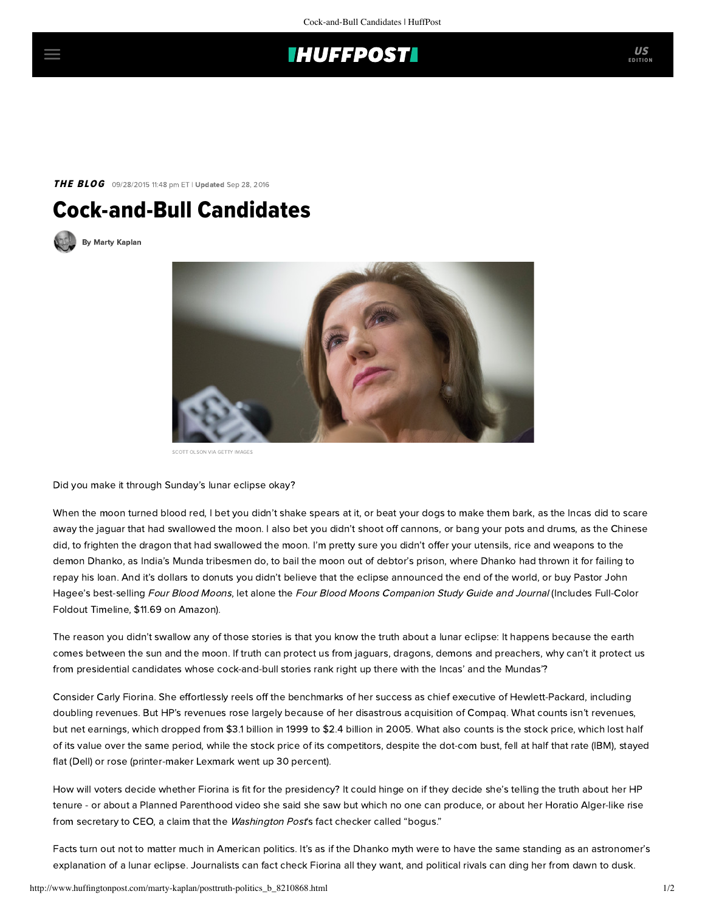**THE BLOG** 09/28/2015 11:48 pm ET | **Updated** Sep 28, 2016

# Cock-and-Bull Candidates

By **Marty Kaplan**

SCOTT OLSON VIA GETTY IMAGES

Did you make it through Sunday's lunar eclipse okay?

When the moon turned blood red, I bet you didn't shake spears at it, or beat your dogs to make them bark, as the Incas did to scare away the jaguar that had swallowed the moon. I also bet you didn't shoot off cannons, or bang your pots and drums, as the Chinese did, to frighten the dragon that had swallowed the moon. I'm pretty sure you didn't offer your utensils, rice and weapons to the demon Dhanko, as India's Munda tribesmen do, to bail the moon out of debtor's prison, where Dhanko had thrown it for failing to repay his loan. And it's dollars to donuts you didn't believe that the eclipse announced the end of the world, or buy Pastor John Hagee's best-selling *Four Blood Moons*, let alone the *Four Blood Moons Companion Study Guide and Journal* (Includes Full-Color Foldout Timeline, $11.69 on Amazon).

The reason you didn't swallow any of those stories is that you know the truth about a lunar eclipse: It happens because the earth comes between the sun and the moon. If truth can protect us from jaguars, dragons, demons and preachers, why can't it protect us from presidential candidates whose cock-and-bull stories rank right up there with the Incas' and the Mundas'?

Consider Carly Fiorina. She effortlessly reels off the benchmarks of her success as chief executive of Hewlett-Packard, including doubling revenues. But HP's revenues rose largely because of her disastrous acquisition of Compaq. What counts isn't revenues, but net earnings, which dropped from $3.1 billion in 1999 to $2.4 billion in 2005. What also counts is the stock price, which lost half of its value over the same period, while the stock price of its competitors, despite the dot-com bust, fell at half that rate (IBM), stayed flat (Dell) or rose (printer-maker Lexmark went up 30 percent).

How will voters decide whether Fiorina is fit for the presidency? It could hinge on if they decide she's telling the truth about her HP tenure - or about a Planned Parenthood video she said she saw but which no one can produce, or about her Horatio Alger-like rise from secretary to CEO, a claim that the *Washington Post*'s fact checker called "bogus."

Facts turn out not to matter much in American politics. It's as if the Dhanko myth were to have the same standing as an astronomer's explanation of a lunar eclipse. Journalists can fact check Fiorina all they want, and political rivals can ding her from dawn to dusk.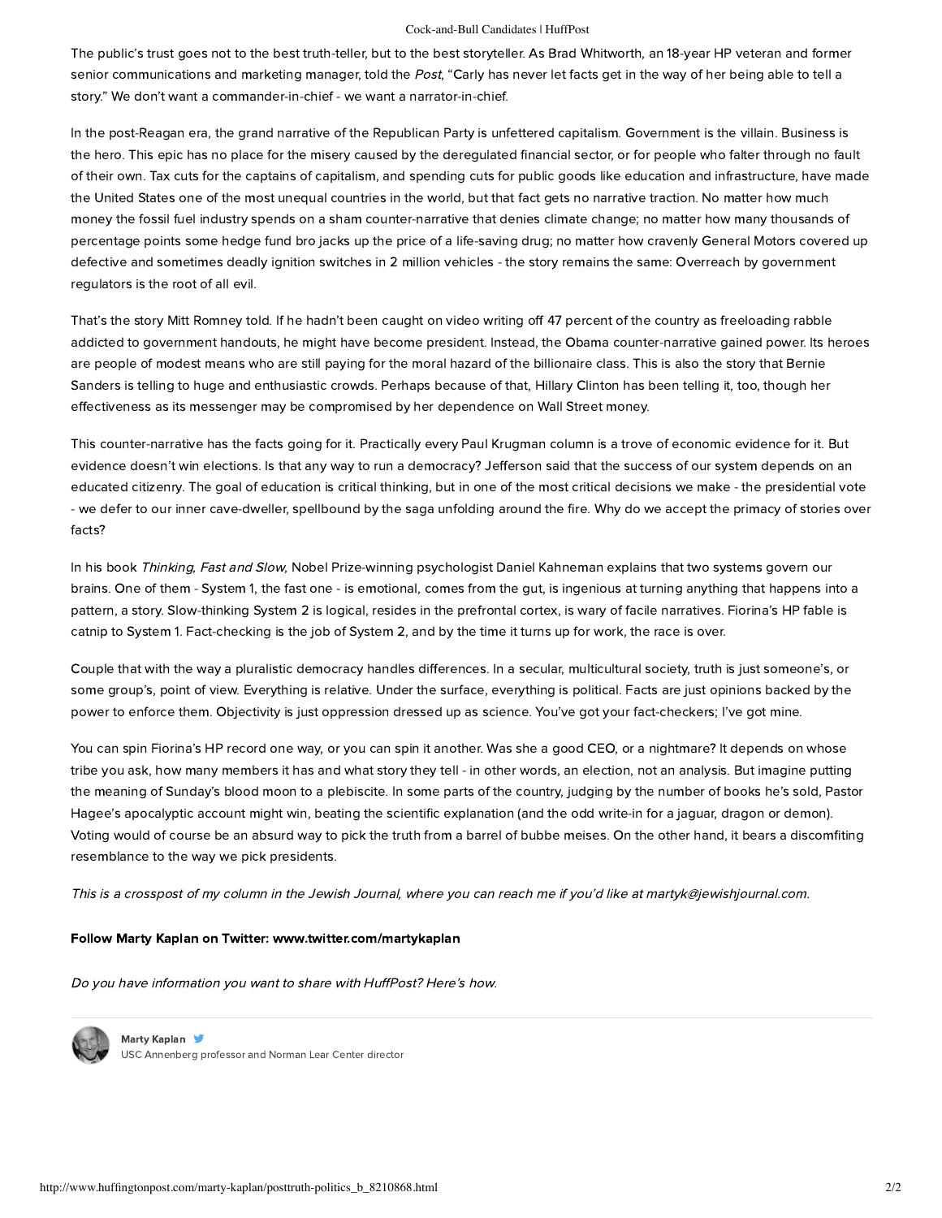The public's trust goes not to the best truth-teller, but to the best storyteller. As Brad Whitworth, an 18-year HP veteran and former senior communications and marketing manager, told the *Post*, "Carly has never let facts get in the way of her being able to tell a story." We don't want a commander-in-chief - we want a narrator-in-chief.

In the post-Reagan era, the grand narrative of the Republican Party is unfettered capitalism. Government is the villain. Business is the hero. This epic has no place for the misery caused by the deregulated financial sector, or for people who falter through no fault of their own. Tax cuts for the captains of capitalism, and spending cuts for public goods like education and infrastructure, have made the United States one of the most unequal countries in the world, but that fact gets no narrative traction. No matter how much money the fossil fuel industry spends on a sham counter-narrative that denies climate change; no matter how many thousands of percentage points some hedge fund bro jacks up the price of a life-saving drug; no matter how cravenly General Motors covered up defective and sometimes deadly ignition switches in 2 million vehicles - the story remains the same: Overreach by government regulators is the root of all evil.

That's the story Mitt Romney told. If he hadn't been caught on video writing off 47 percent of the country as freeloading rabble addicted to government handouts, he might have become president. Instead, the Obama counter-narrative gained power. Its heroes are people of modest means who are still paying for the moral hazard of the billionaire class. This is also the story that Bernie Sanders is telling to huge and enthusiastic crowds. Perhaps because of that, Hillary Clinton has been telling it, too, though her effectiveness as its messenger may be compromised by her dependence on Wall Street money.

This counter-narrative has the facts going for it. Practically every Paul Krugman column is a trove of economic evidence for it. But evidence doesn't win elections. Is that any way to run a democracy? Jefferson said that the success of our system depends on an educated citizenry. The goal of education is critical thinking, but in one of the most critical decisions we make - the presidential vote - we defer to our inner cave-dweller, spellbound by the saga unfolding around the fire. Why do we accept the primacy of stories over facts?

In his book *Thinking, Fast and Slow*, Nobel Prize-winning psychologist Daniel Kahneman explains that two systems govern our brains. One of them - System 1, the fast one - is emotional, comes from the gut, is ingenious at turning anything that happens into a pattern, a story. Slow-thinking System 2 is logical, resides in the prefrontal cortex, is wary of facile narratives. Fiorina's HP fable is catnip to System 1. Fact-checking is the job of System 2, and by the time it turns up for work, the race is over.

Couple that with the way a pluralistic democracy handles differences. In a secular, multicultural society, truth is just someone's, or some group's, point of view. Everything is relative. Under the surface, everything is political. Facts are just opinions backed by the power to enforce them. Objectivity is just oppression dressed up as science. You've got your fact-checkers; I've got mine.

You can spin Fiorina's HP record one way, or you can spin it another. Was she a good CEO, or a nightmare? It depends on whose tribe you ask, how many members it has and what story they tell - in other words, an election, not an analysis. But imagine putting the meaning of Sunday's blood moon to a plebiscite. In some parts of the country, judging by the number of books he's sold, Pastor Hagee's apocalyptic account might win, beating the scientific explanation (and the odd write-in for a jaguar, dragon or demon). Voting would of course be an absurd way to pick the truth from a barrel of bubbe meises. On the other hand, it bears a discomfiting resemblance to the way we pick presidents.

*This is a crosspost of my column in the Jewish Journal, where you can reach me if you'd like at martyk@jewishjournal.com.*

**Follow Marty Kaplan on Twitter: www.twitter.com/martykaplan**

*Do you have information you want to share with HuffPost? Here's how.*

Marty Kaplan
USC Annenberg professor and Norman Lear Center director